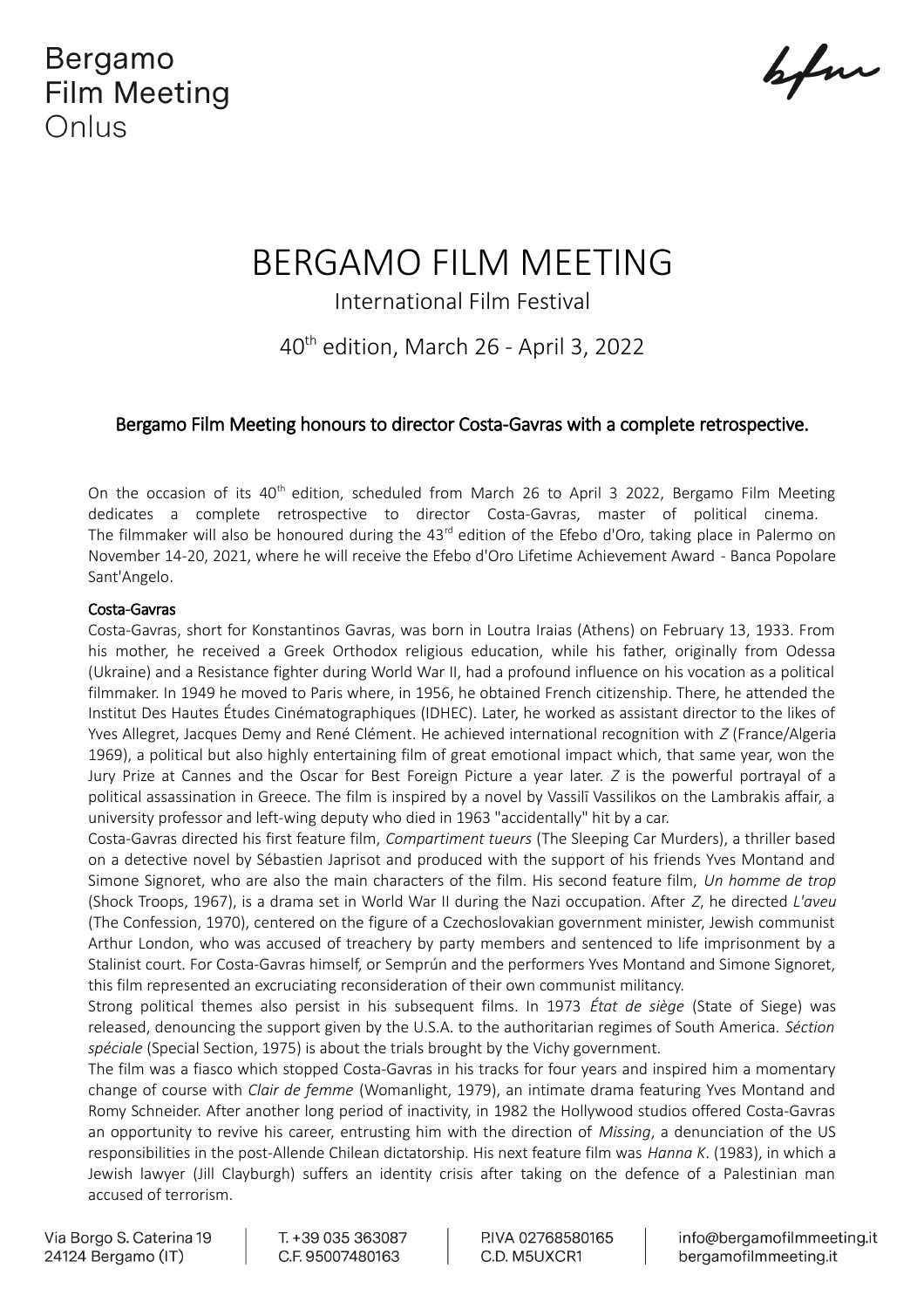Bergamo
Film Meeting
Onlus

# BERGAMO FILM MEETING

International Film Festival

40th edition, March 26 - April 3, 2022

## Bergamo Film Meeting honours to director Costa-Gavras with a complete retrospective.

On the occasion of its 40th edition, scheduled from March 26 to April 3 2022, Bergamo Film Meeting dedicates a complete retrospective to director Costa-Gavras, master of political cinema. The filmmaker will also be honoured during the 43rd edition of the Efebo d'Oro, taking place in Palermo on November 14-20, 2021, where he will receive the Efebo d'Oro Lifetime Achievement Award - Banca Popolare Sant'Angelo.

### Costa-Gavras

Costa-Gavras, short for Konstantinos Gavras, was born in Loutra Iraias (Athens) on February 13, 1933. From his mother, he received a Greek Orthodox religious education, while his father, originally from Odessa (Ukraine) and a Resistance fighter during World War II, had a profound influence on his vocation as a political filmmaker. In 1949 he moved to Paris where, in 1956, he obtained French citizenship. There, he attended the Institut Des Hautes Études Cinématographiques (IDHEC). Later, he worked as assistant director to the likes of Yves Allegret, Jacques Demy and René Clément. He achieved international recognition with *Z* (France/Algeria 1969), a political but also highly entertaining film of great emotional impact which, that same year, won the Jury Prize at Cannes and the Oscar for Best Foreign Picture a year later. *Z* is the powerful portrayal of a political assassination in Greece. The film is inspired by a novel by Vassilī Vassilikos on the Lambrakis affair, a university professor and left-wing deputy who died in 1963 "accidentally" hit by a car.

Costa-Gavras directed his first feature film, *Compartiment tueurs* (The Sleeping Car Murders), a thriller based on a detective novel by Sébastien Japrisot and produced with the support of his friends Yves Montand and Simone Signoret, who are also the main characters of the film. His second feature film, *Un homme de trop* (Shock Troops, 1967), is a drama set in World War II during the Nazi occupation. After *Z*, he directed *L'aveu* (The Confession, 1970), centered on the figure of a Czechoslovakian government minister, Jewish communist Arthur London, who was accused of treachery by party members and sentenced to life imprisonment by a Stalinist court. For Costa-Gavras himself, or Semprún and the performers Yves Montand and Simone Signoret, this film represented an excruciating reconsideration of their own communist militancy.

Strong political themes also persist in his subsequent films. In 1973 *État de siège* (State of Siege) was released, denouncing the support given by the U.S.A. to the authoritarian regimes of South America. *Séction spéciale* (Special Section, 1975) is about the trials brought by the Vichy government.

The film was a fiasco which stopped Costa-Gavras in his tracks for four years and inspired him a momentary change of course with *Clair de femme* (Womanlight, 1979), an intimate drama featuring Yves Montand and Romy Schneider. After another long period of inactivity, in 1982 the Hollywood studios offered Costa-Gavras an opportunity to revive his career, entrusting him with the direction of *Missing*, a denunciation of the US responsibilities in the post-Allende Chilean dictatorship. His next feature film was *Hanna K.* (1983), in which a Jewish lawyer (Jill Clayburgh) suffers an identity crisis after taking on the defence of a Palestinian man accused of terrorism.

Via Borgo S. Caterina 19
24124 Bergamo (IT)

T. +39 035 363087
C.F. 95007480163

P.IVA 02768580165
C.D. M5UXCR1

info@bergamofilmmeeting.it
bergamofilmmeeting.it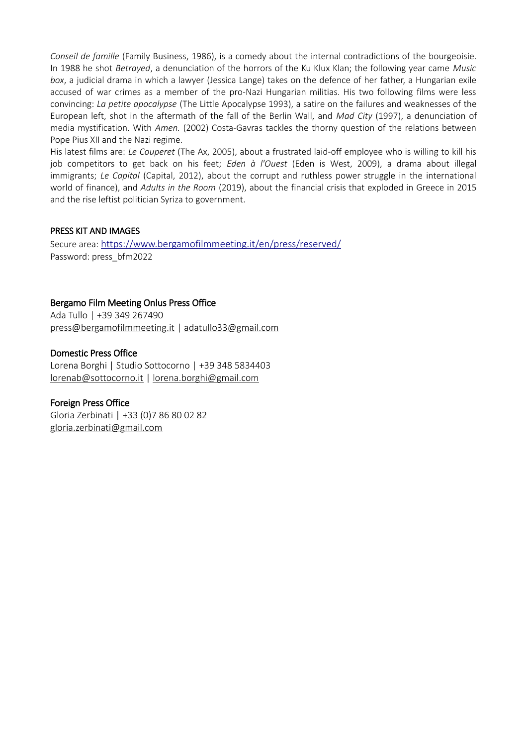*Conseil de famille* (Family Business, 1986), is a comedy about the internal contradictions of the bourgeoisie. In 1988 he shot *Betrayed*, a denunciation of the horrors of the Ku Klux Klan; the following year came *Music box*, a judicial drama in which a lawyer (Jessica Lange) takes on the defence of her father, a Hungarian exile accused of war crimes as a member of the pro-Nazi Hungarian militias. His two following films were less convincing: *La petite apocalypse* (The Little Apocalypse 1993), a satire on the failures and weaknesses of the European left, shot in the aftermath of the fall of the Berlin Wall, and *Mad City* (1997), a denunciation of media mystification. With *Amen.* (2002) Costa-Gavras tackles the thorny question of the relations between Pope Pius XII and the Nazi regime.

His latest films are: *Le Couperet* (The Ax, 2005), about a frustrated laid-off employee who is willing to kill his job competitors to get back on his feet; *Eden à l'Ouest* (Eden is West, 2009), a drama about illegal immigrants; *Le Capital* (Capital, 2012), about the corrupt and ruthless power struggle in the international world of finance), and *Adults in the Room* (2019), about the financial crisis that exploded in Greece in 2015 and the rise leftist politician Syriza to government.

PRESS KIT AND IMAGES

Secure area: https://www.bergamofilmmeeting.it/en/press/reserved/
Password: press_bfm2022

Bergamo Film Meeting Onlus Press Office

Ada Tullo | +39 349 267490
press@bergamofilmmeeting.it | adatullo33@gmail.com

Domestic Press Office

Lorena Borghi | Studio Sottocorno | +39 348 5834403
lorenab@sottocorno.it | lorena.borghi@gmail.com

Foreign Press Office

Gloria Zerbinati | +33 (0)7 86 80 02 82
gloria.zerbinati@gmail.com